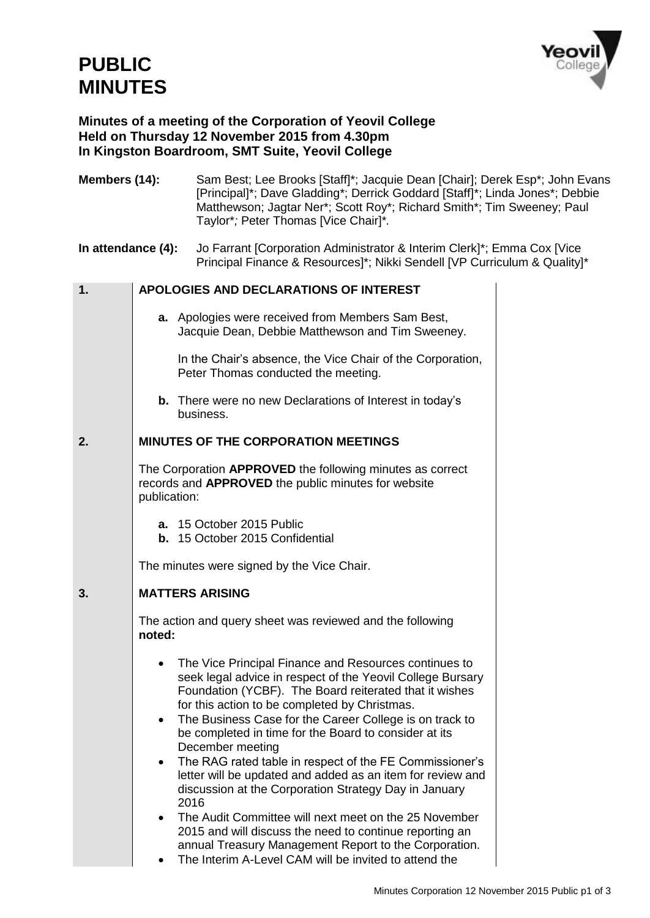# PUBLIC MINUTES

**Minutes of a meeting of the Corporation of Yeovil College Held on Thursday 12 November 2015 from 4.30pm In Kingston Boardroom, SMT Suite, Yeovil College**

**Members (14):** Sam Best; Lee Brooks [Staff]*; Jacquie Dean [Chair]; Derek Esp*; John Evans [Principal]*; Dave Gladding*; Derrick Goddard [Staff]*; Linda Jones*; Debbie Matthewson; Jagtar Ner*; Scott Roy*; Richard Smith*; Tim Sweeney; Paul Taylor*; Peter Thomas [Vice Chair]*.

**In attendance (4):** Jo Farrant [Corporation Administrator & Interim Clerk]*; Emma Cox [Vice Principal Finance & Resources]*; Nikki Sendell [VP Curriculum & Quality]*

## 1. APOLOGIES AND DECLARATIONS OF INTEREST

**a.** Apologies were received from Members Sam Best, Jacquie Dean, Debbie Matthewson and Tim Sweeney.

In the Chair's absence, the Vice Chair of the Corporation, Peter Thomas conducted the meeting.

**b.** There were no new Declarations of Interest in today's business.

## 2. MINUTES OF THE CORPORATION MEETINGS

The Corporation **APPROVED** the following minutes as correct records and **APPROVED** the public minutes for website publication:

**a.** 15 October 2015 Public
**b.** 15 October 2015 Confidential

The minutes were signed by the Vice Chair.

## 3. MATTERS ARISING

The action and query sheet was reviewed and the following **noted:**

- The Vice Principal Finance and Resources continues to seek legal advice in respect of the Yeovil College Bursary Foundation (YCBF). The Board reiterated that it wishes for this action to be completed by Christmas.
- The Business Case for the Career College is on track to be completed in time for the Board to consider at its December meeting
- The RAG rated table in respect of the FE Commissioner's letter will be updated and added as an item for review and discussion at the Corporation Strategy Day in January 2016
- The Audit Committee will next meet on the 25 November 2015 and will discuss the need to continue reporting an annual Treasury Management Report to the Corporation.
- The Interim A-Level CAM will be invited to attend the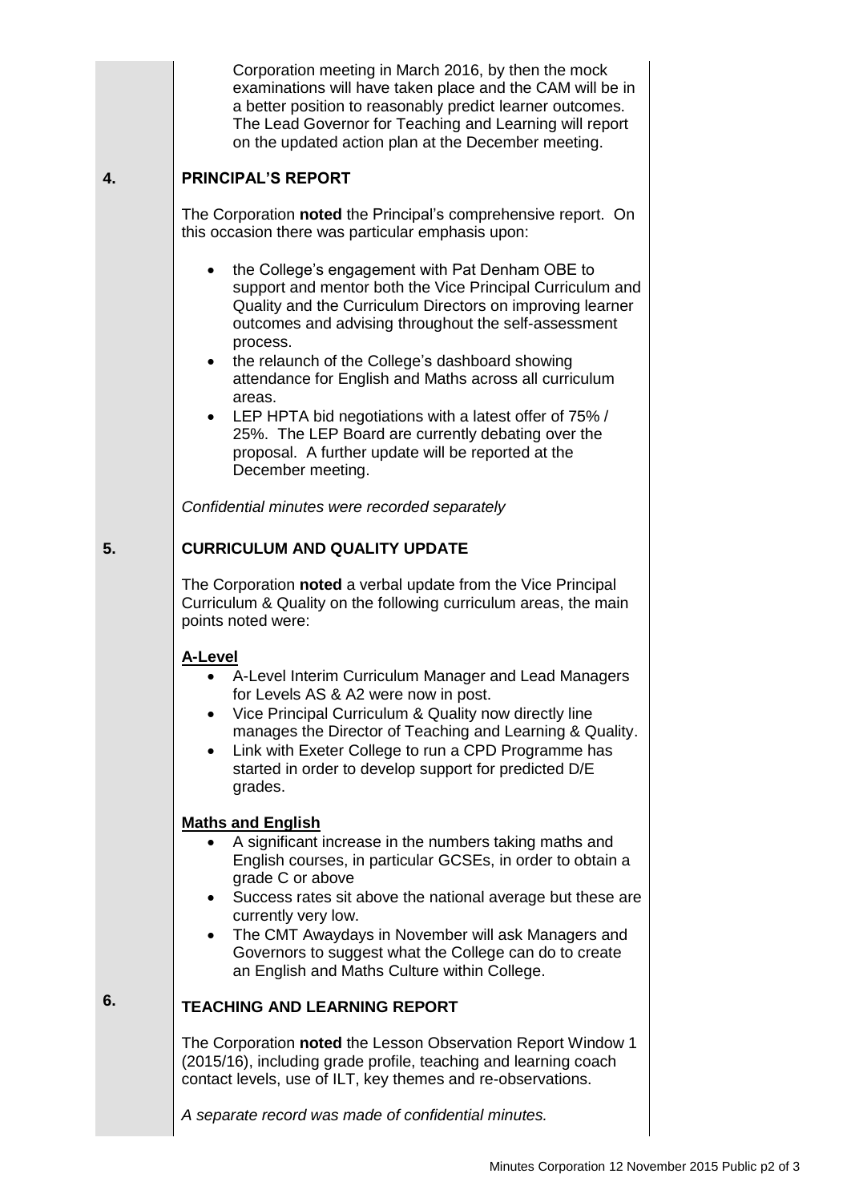Corporation meeting in March 2016, by then the mock examinations will have taken place and the CAM will be in a better position to reasonably predict learner outcomes. The Lead Governor for Teaching and Learning will report on the updated action plan at the December meeting.

## 4. PRINCIPAL'S REPORT

The Corporation **noted** the Principal's comprehensive report. On this occasion there was particular emphasis upon:

- the College's engagement with Pat Denham OBE to support and mentor both the Vice Principal Curriculum and Quality and the Curriculum Directors on improving learner outcomes and advising throughout the self-assessment process.
- the relaunch of the College's dashboard showing attendance for English and Maths across all curriculum areas.
- LEP HPTA bid negotiations with a latest offer of 75% / 25%. The LEP Board are currently debating over the proposal. A further update will be reported at the December meeting.

*Confidential minutes were recorded separately*

## 5. CURRICULUM AND QUALITY UPDATE

The Corporation **noted** a verbal update from the Vice Principal Curriculum & Quality on the following curriculum areas, the main points noted were:

**A-Level**

- A-Level Interim Curriculum Manager and Lead Managers for Levels AS & A2 were now in post.
- Vice Principal Curriculum & Quality now directly line manages the Director of Teaching and Learning & Quality.
- Link with Exeter College to run a CPD Programme has started in order to develop support for predicted D/E grades.

**Maths and English**

- A significant increase in the numbers taking maths and English courses, in particular GCSEs, in order to obtain a grade C or above
- Success rates sit above the national average but these are currently very low.
- The CMT Awaydays in November will ask Managers and Governors to suggest what the College can do to create an English and Maths Culture within College.

## 6. TEACHING AND LEARNING REPORT

The Corporation **noted** the Lesson Observation Report Window 1 (2015/16), including grade profile, teaching and learning coach contact levels, use of ILT, key themes and re-observations.

*A separate record was made of confidential minutes.*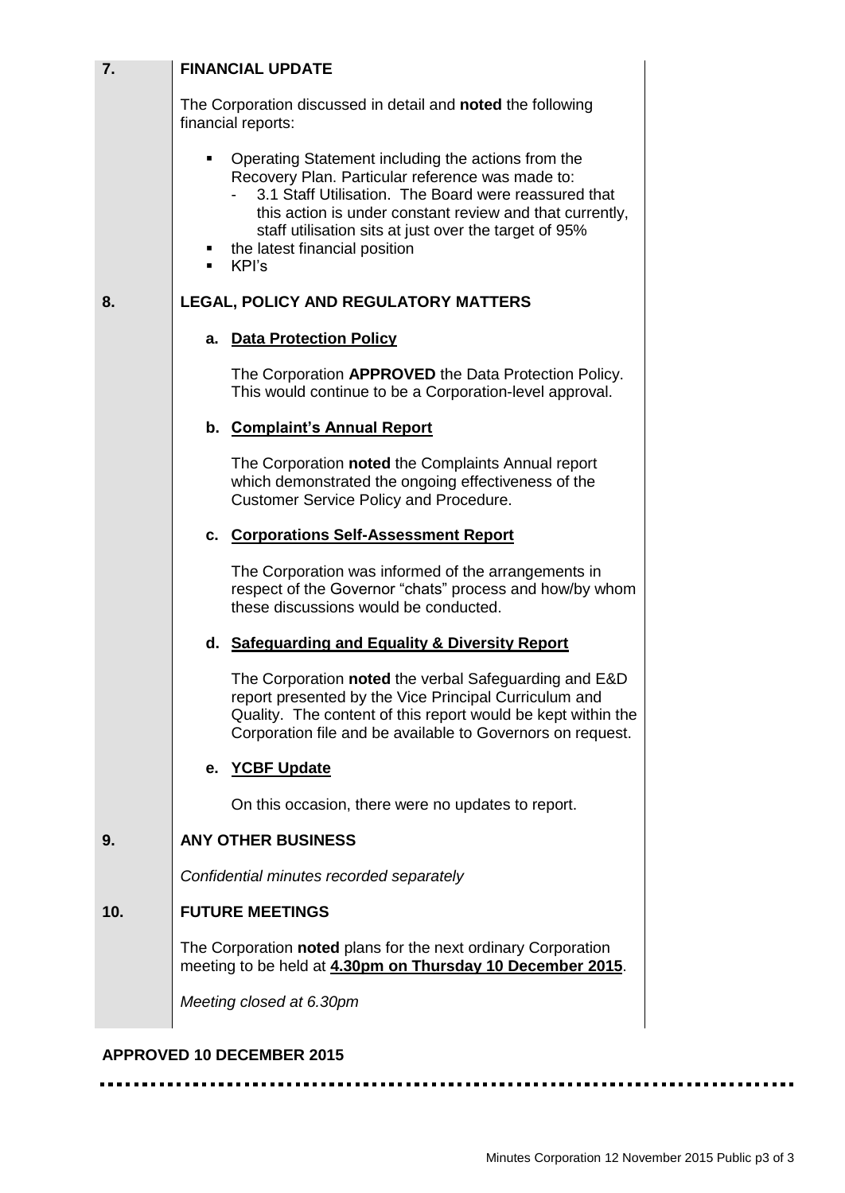## 7. FINANCIAL UPDATE

The Corporation discussed in detail and **noted** the following financial reports:

- Operating Statement including the actions from the Recovery Plan. Particular reference was made to:
  - 3.1 Staff Utilisation. The Board were reassured that this action is under constant review and that currently, staff utilisation sits at just over the target of 95%
- the latest financial position
- KPI's

## 8. LEGAL, POLICY AND REGULATORY MATTERS

### a. Data Protection Policy

The Corporation **APPROVED** the Data Protection Policy. This would continue to be a Corporation-level approval.

### b. Complaint's Annual Report

The Corporation **noted** the Complaints Annual report which demonstrated the ongoing effectiveness of the Customer Service Policy and Procedure.

### c. Corporations Self-Assessment Report

The Corporation was informed of the arrangements in respect of the Governor "chats" process and how/by whom these discussions would be conducted.

### d. Safeguarding and Equality & Diversity Report

The Corporation **noted** the verbal Safeguarding and E&D report presented by the Vice Principal Curriculum and Quality. The content of this report would be kept within the Corporation file and be available to Governors on request.

### e. YCBF Update

On this occasion, there were no updates to report.

## 9. ANY OTHER BUSINESS

*Confidential minutes recorded separately*

## 10. FUTURE MEETINGS

The Corporation **noted** plans for the next ordinary Corporation meeting to be held at **4.30pm on Thursday 10 December 2015**.

*Meeting closed at 6.30pm*

**APPROVED 10 DECEMBER 2015**